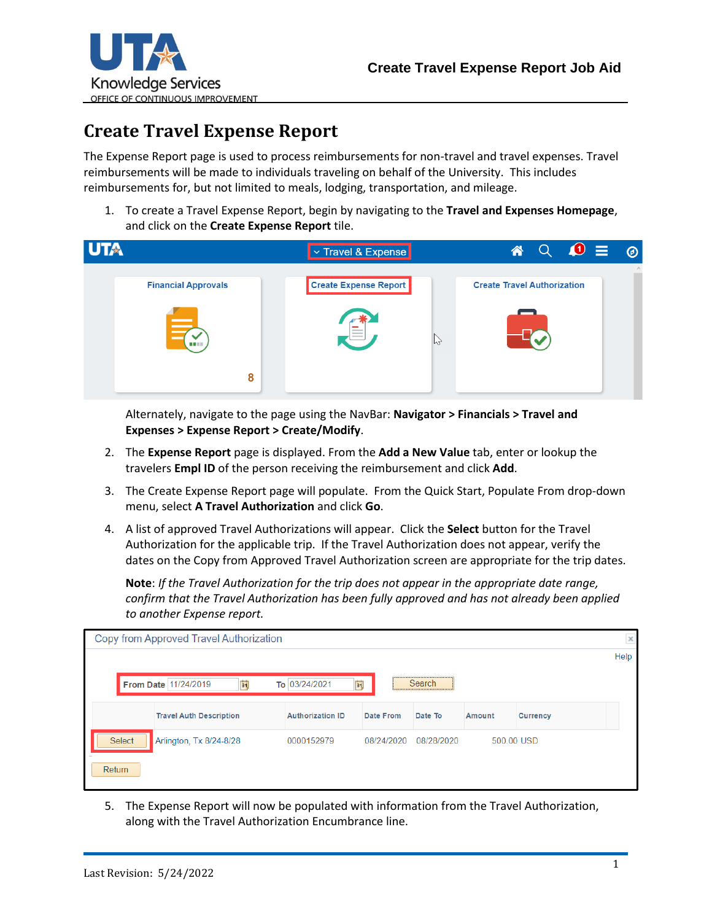# Create Travel Expense Report

The Expense Report page is used to process reimbursements for non-travel and travel expenses. Travel reimbursements will be made to individuals traveling on behalf of the University. This includes reimbursements for, but not limited to meals, lodging, transportation, and mileage.

1. To create a Travel Expense Report, begin by navigating to the **Travel and Expenses Homepage**, and click on the **Create Expense Report** tile.

   Alternately, navigate to the page using the NavBar: **Navigator > Financials > Travel and Expenses > Expense Report > Create/Modify**.

2. The **Expense Report** page is displayed. From the **Add a New Value** tab, enter or lookup the travelers **Empl ID** of the person receiving the reimbursement and click **Add**.

3. The Create Expense Report page will populate. From the Quick Start, Populate From drop-down menu, select **A Travel Authorization** and click **Go**.

4. A list of approved Travel Authorizations will appear. Click the **Select** button for the Travel Authorization for the applicable trip. If the Travel Authorization does not appear, verify the dates on the Copy from Approved Travel Authorization screen are appropriate for the trip dates.

   **Note**: *If the Travel Authorization for the trip does not appear in the appropriate date range, confirm that the Travel Authorization has been fully approved and has not already been applied to another Expense report.*

5. The Expense Report will now be populated with information from the Travel Authorization, along with the Travel Authorization Encumbrance line.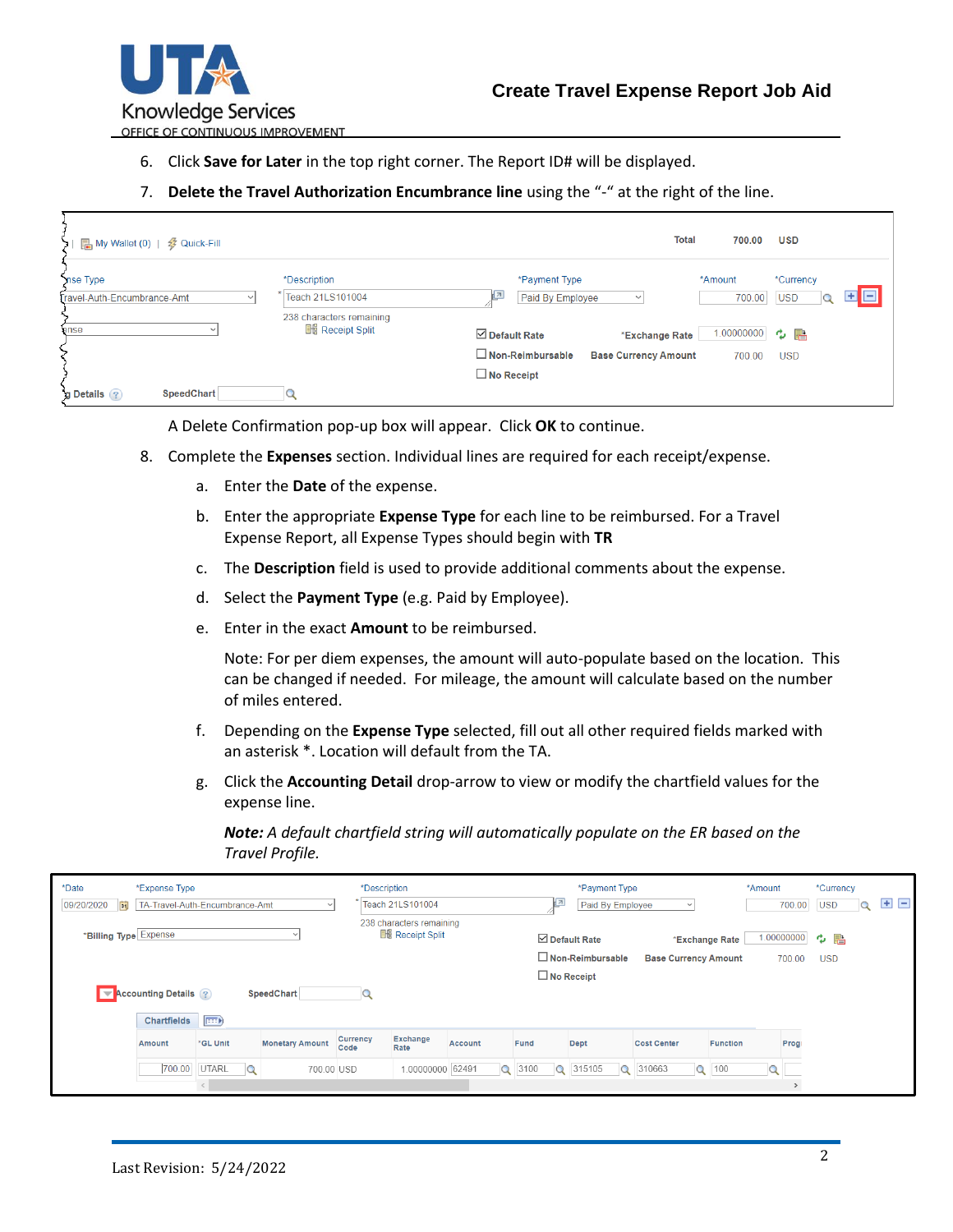6. Click **Save for Later** in the top right corner. The Report ID# will be displayed.
7. **Delete the Travel Authorization Encumbrance line** using the "-" at the right of the line.

A Delete Confirmation pop-up box will appear. Click **OK** to continue.

8. Complete the **Expenses** section. Individual lines are required for each receipt/expense.
   a. Enter the **Date** of the expense.
   b. Enter the appropriate **Expense Type** for each line to be reimbursed. For a Travel Expense Report, all Expense Types should begin with **TR**
   c. The **Description** field is used to provide additional comments about the expense.
   d. Select the **Payment Type** (e.g. Paid by Employee).
   e. Enter in the exact **Amount** to be reimbursed.

      Note: For per diem expenses, the amount will auto-populate based on the location. This can be changed if needed. For mileage, the amount will calculate based on the number of miles entered.
   f. Depending on the **Expense Type** selected, fill out all other required fields marked with an asterisk *. Location will default from the TA.
   g. Click the **Accounting Detail** drop-arrow to view or modify the chartfield values for the expense line.

      ***Note:*** *A default chartfield string will automatically populate on the ER based on the Travel Profile.*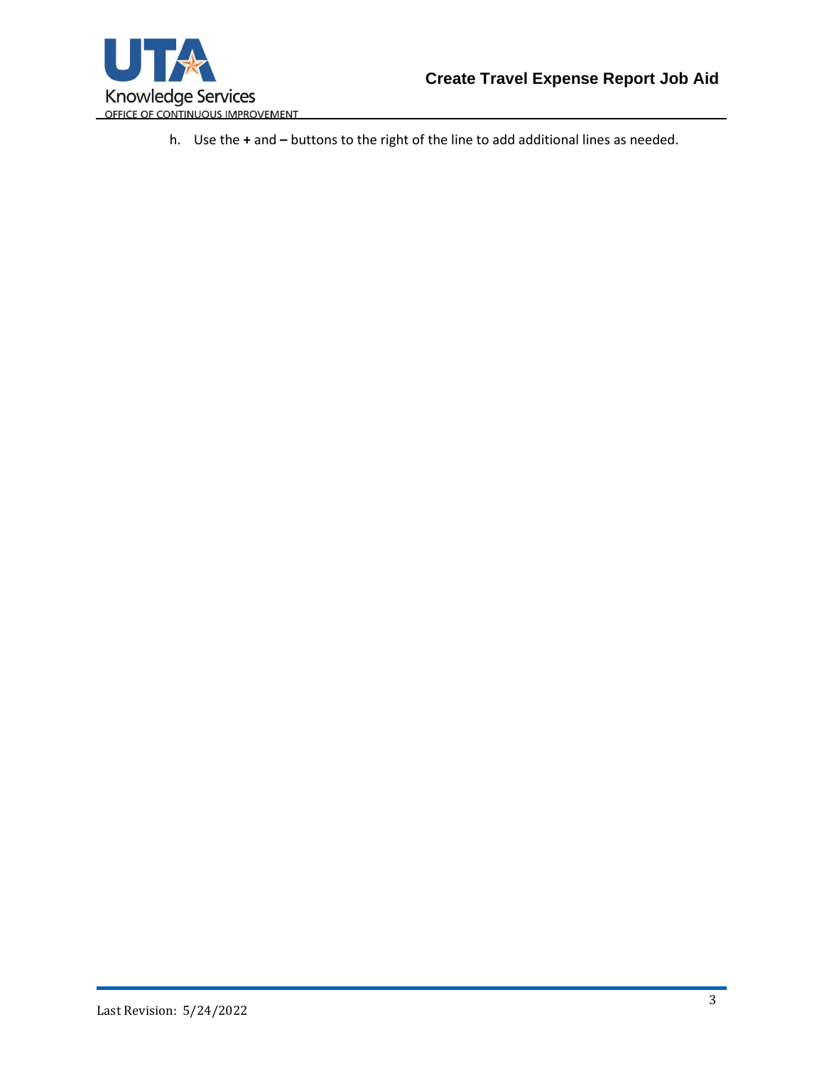h. Use the **+** and **–** buttons to the right of the line to add additional lines as needed.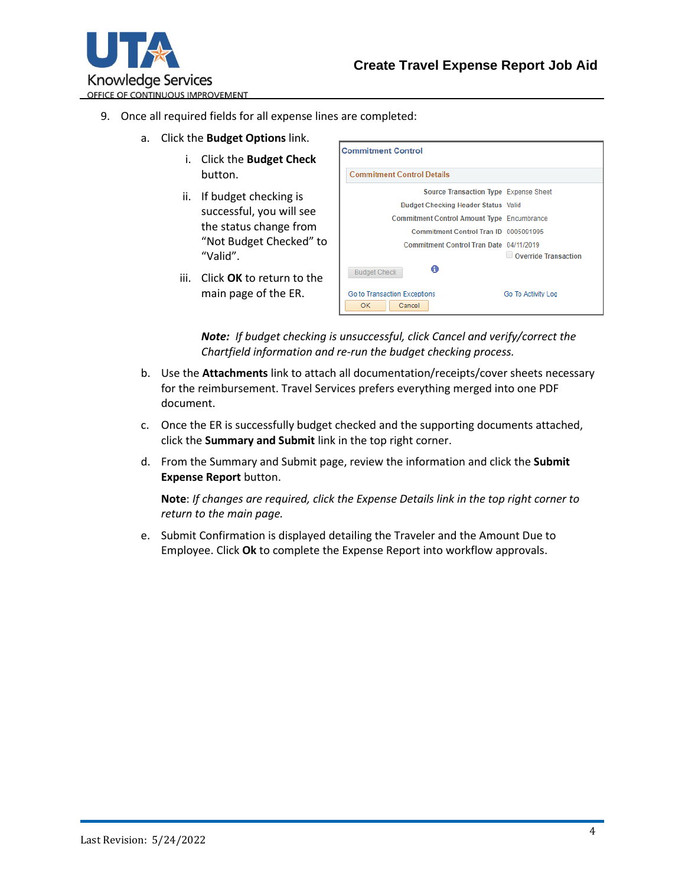9. Once all required fields for all expense lines are completed:

   a. Click the **Budget Options** link.

      i. Click the **Budget Check** button.

      ii. If budget checking is successful, you will see the status change from "Not Budget Checked" to "Valid".

      iii. Click **OK** to return to the main page of the ER.

Commitment Control

Commitment Control Details

Source Transaction Type Expense Sheet
Budget Checking Header Status Valid
Commitment Control Amount Type Encumbrance
Commitment Control Tran ID 0005091095
Commitment Control Tran Date 04/11/2019
Override Transaction

Budget Check

Go to Transaction Exceptions
Go To Activity Log

OK
Cancel

*Note: If budget checking is unsuccessful, click Cancel and verify/correct the Chartfield information and re-run the budget checking process.*

   b. Use the **Attachments** link to attach all documentation/receipts/cover sheets necessary for the reimbursement. Travel Services prefers everything merged into one PDF document.

   c. Once the ER is successfully budget checked and the supporting documents attached, click the **Summary and Submit** link in the top right corner.

   d. From the Summary and Submit page, review the information and click the **Submit Expense Report** button.

      **Note**: *If changes are required, click the Expense Details link in the top right corner to return to the main page.*

   e. Submit Confirmation is displayed detailing the Traveler and the Amount Due to Employee. Click **Ok** to complete the Expense Report into workflow approvals.